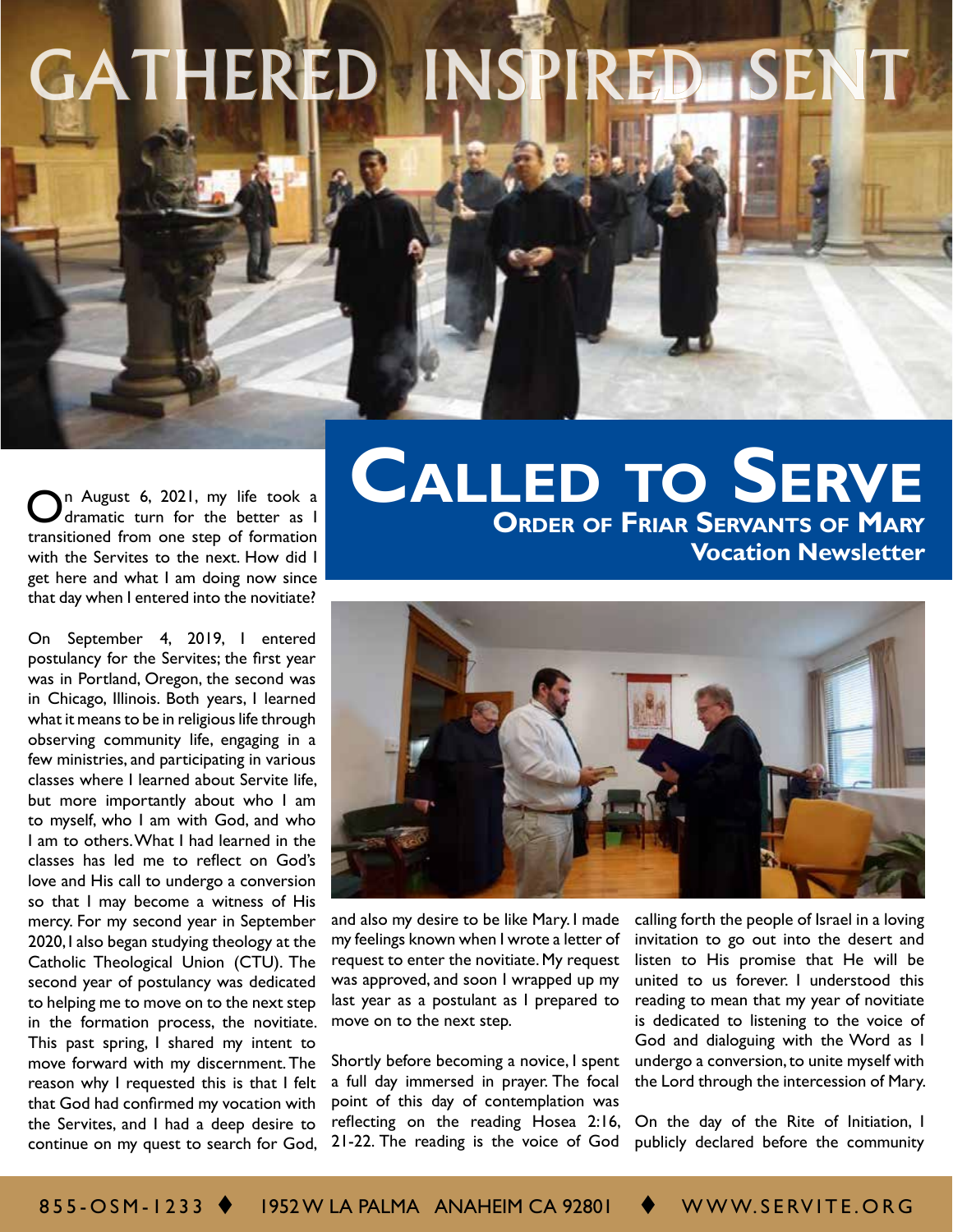# GATHERED INSPIRED SENT

# Called to Serve

## Order of Friar Servants of Mary

## Vocation Newsletter

On August 6, 2021, my life took a dramatic turn for the better as I transitioned from one step of formation with the Servites to the next. How did I get here and what I am doing now since that day when I entered into the novitiate?

On September 4, 2019, I entered postulancy for the Servites; the first year was in Portland, Oregon, the second was in Chicago, Illinois. Both years, I learned what it means to be in religious life through observing community life, engaging in a few ministries, and participating in various classes where I learned about Servite life, but more importantly about who I am to myself, who I am with God, and who I am to others. What I had learned in the classes has led me to reflect on God's love and His call to undergo a conversion so that I may become a witness of His mercy. For my second year in September 2020, I also began studying theology at the Catholic Theological Union (CTU). The second year of postulancy was dedicated to helping me to move on to the next step in the formation process, the novitiate. This past spring, I shared my intent to move forward with my discernment. The reason why I requested this is that I felt that God had confirmed my vocation with the Servites, and I had a deep desire to continue on my quest to search for God, and also my desire to be like Mary. I made my feelings known when I wrote a letter of request to enter the novitiate. My request was approved, and soon I wrapped up my last year as a postulant as I prepared to move on to the next step.

Shortly before becoming a novice, I spent a full day immersed in prayer. The focal point of this day of contemplation was reflecting on the reading Hosea 2:16, 21-22. The reading is the voice of God calling forth the people of Israel in a loving invitation to go out into the desert and listen to His promise that He will be united to us forever. I understood this reading to mean that my year of novitiate is dedicated to listening to the voice of God and dialoguing with the Word as I undergo a conversion, to unite myself with the Lord through the intercession of Mary.

On the day of the Rite of Initiation, I publicly declared before the community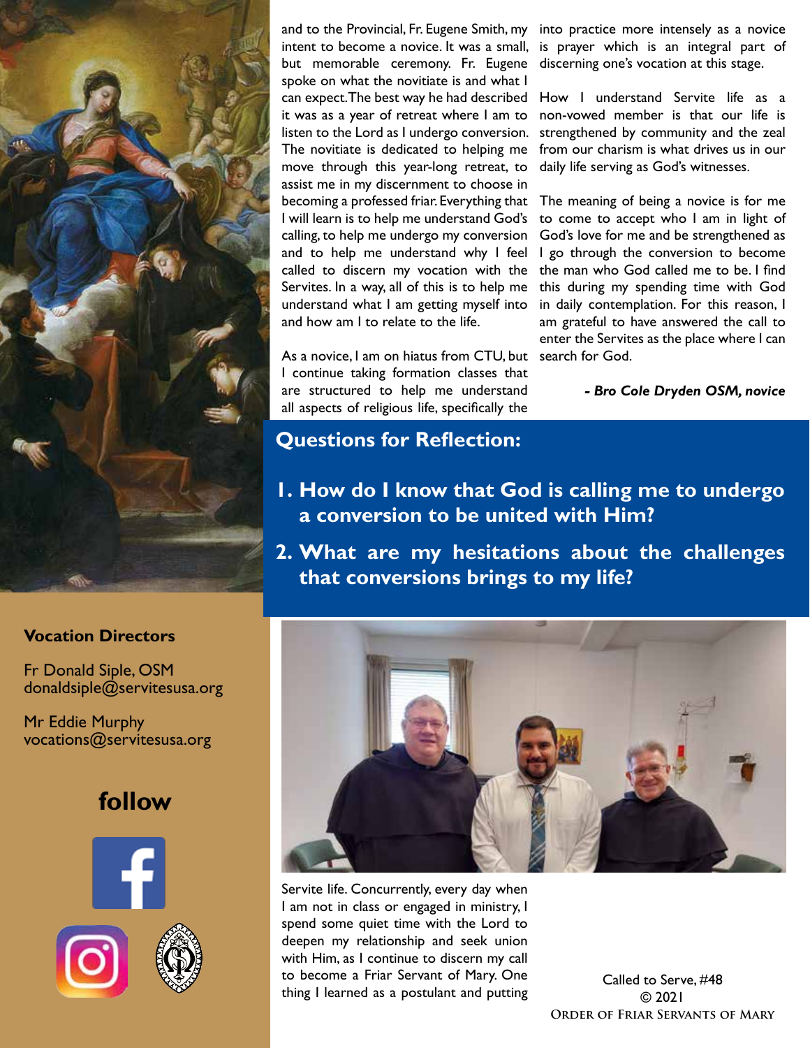and to the Provincial, Fr. Eugene Smith, my intent to become a novice. It was a small, but memorable ceremony. Fr. Eugene spoke on what the novitiate is and what I can expect. The best way he had described it was as a year of retreat where I am to listen to the Lord as I undergo conversion. The novitiate is dedicated to helping me move through this year-long retreat, to assist me in my discernment to choose in becoming a professed friar. Everything that I will learn is to help me understand God's calling, to help me undergo my conversion and to help me understand why I feel called to discern my vocation with the Servites. In a way, all of this is to help me understand what I am getting myself into and how am I to relate to the life.

As a novice, I am on hiatus from CTU, but I continue taking formation classes that are structured to help me understand all aspects of religious life, specifically the Servite life. Concurrently, every day when I am not in class or engaged in ministry, I spend some quiet time with the Lord to deepen my relationship and seek union with Him, as I continue to discern my call to become a Friar Servant of Mary. One thing I learned as a postulant and putting into practice more intensely as a novice is prayer which is an integral part of discerning one's vocation at this stage.

How I understand Servite life as a non-vowed member is that our life is strengthened by community and the zeal from our charism is what drives us in our daily life serving as God's witnesses.

The meaning of being a novice is for me to come to accept who I am in light of God's love for me and be strengthened as I go through the conversion to become the man who God called me to be. I find this during my spending time with God in daily contemplation. For this reason, I am grateful to have answered the call to enter the Servites as the place where I can search for God.

***- Bro Cole Dryden OSM, novice***

## Questions for Reflection:

1. **How do I know that God is calling me to undergo a conversion to be united with Him?**
2. **What are my hesitations about the challenges that conversions brings to my life?**

**Vocation Directors**

Fr Donald Siple, OSM
donaldsiple@servitesusa.org

Mr Eddie Murphy
vocations@servitesusa.org

**follow**

Called to Serve, #48
© 2021
Order of Friar Servants of Mary